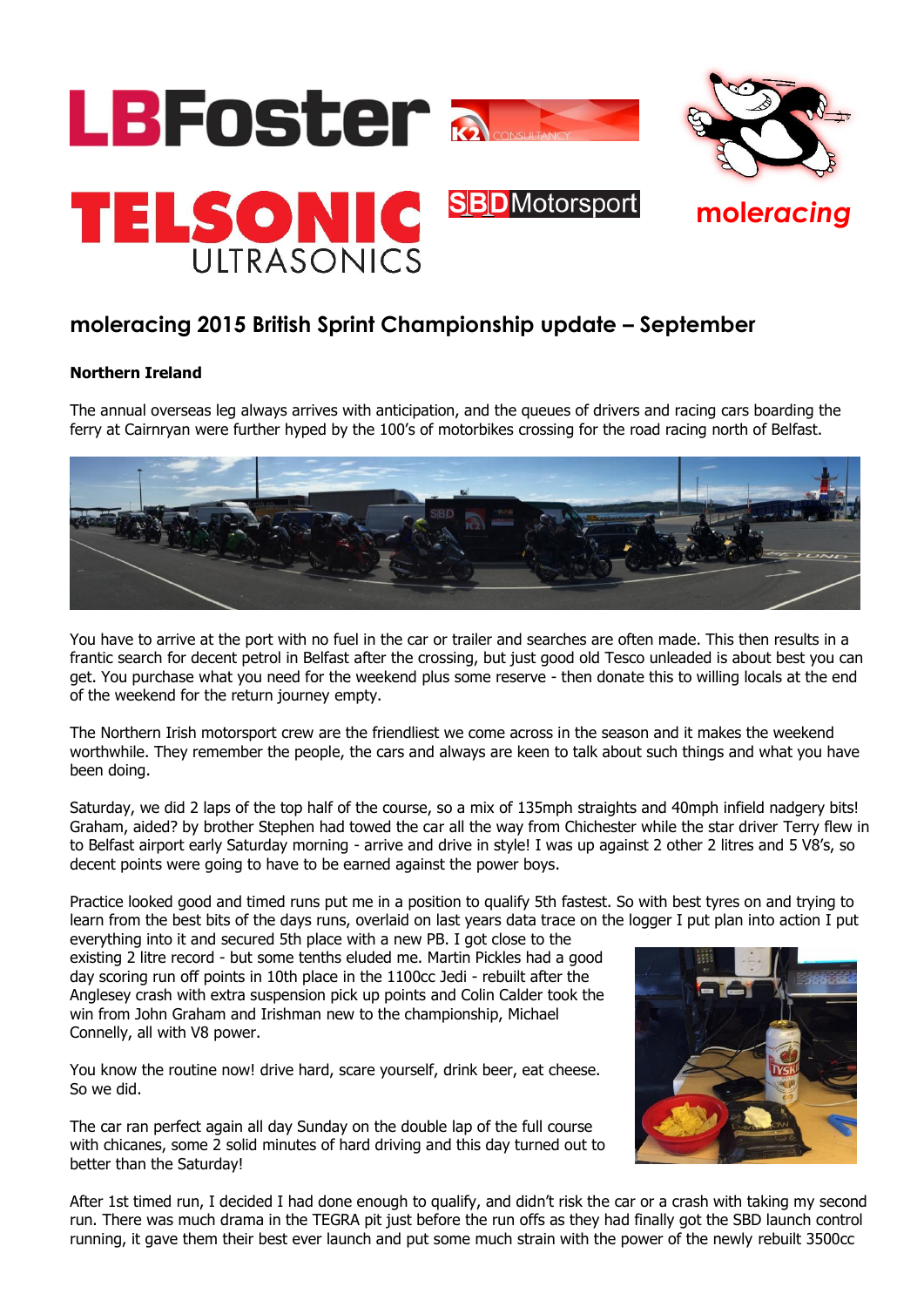## moleracing 2015 British Sprint Championship update – September

**Northern Ireland**

The annual overseas leg always arrives with anticipation, and the queues of drivers and racing cars boarding the ferry at Cairnryan were further hyped by the 100's of motorbikes crossing for the road racing north of Belfast.

You have to arrive at the port with no fuel in the car or trailer and searches are often made. This then results in a frantic search for decent petrol in Belfast after the crossing, but just good old Tesco unleaded is about best you can get. You purchase what you need for the weekend plus some reserve - then donate this to willing locals at the end of the weekend for the return journey empty.

The Northern Irish motorsport crew are the friendliest we come across in the season and it makes the weekend worthwhile. They remember the people, the cars and always are keen to talk about such things and what you have been doing.

Saturday, we did 2 laps of the top half of the course, so a mix of 135mph straights and 40mph infield nadgery bits! Graham, aided? by brother Stephen had towed the car all the way from Chichester while the star driver Terry flew in to Belfast airport early Saturday morning - arrive and drive in style! I was up against 2 other 2 litres and 5 V8's, so decent points were going to have to be earned against the power boys.

Practice looked good and timed runs put me in a position to qualify 5th fastest. So with best tyres on and trying to learn from the best bits of the days runs, overlaid on last years data trace on the logger I put plan into action I put everything into it and secured 5th place with a new PB. I got close to the existing 2 litre record - but some tenths eluded me. Martin Pickles had a good day scoring run off points in 10th place in the 1100cc Jedi - rebuilt after the Anglesey crash with extra suspension pick up points and Colin Calder took the win from John Graham and Irishman new to the championship, Michael Connelly, all with V8 power.

You know the routine now! drive hard, scare yourself, drink beer, eat cheese. So we did.

The car ran perfect again all day Sunday on the double lap of the full course with chicanes, some 2 solid minutes of hard driving and this day turned out to better than the Saturday!

After 1st timed run, I decided I had done enough to qualify, and didn't risk the car or a crash with taking my second run. There was much drama in the TEGRA pit just before the run offs as they had finally got the SBD launch control running, it gave them their best ever launch and put some much strain with the power of the newly rebuilt 3500cc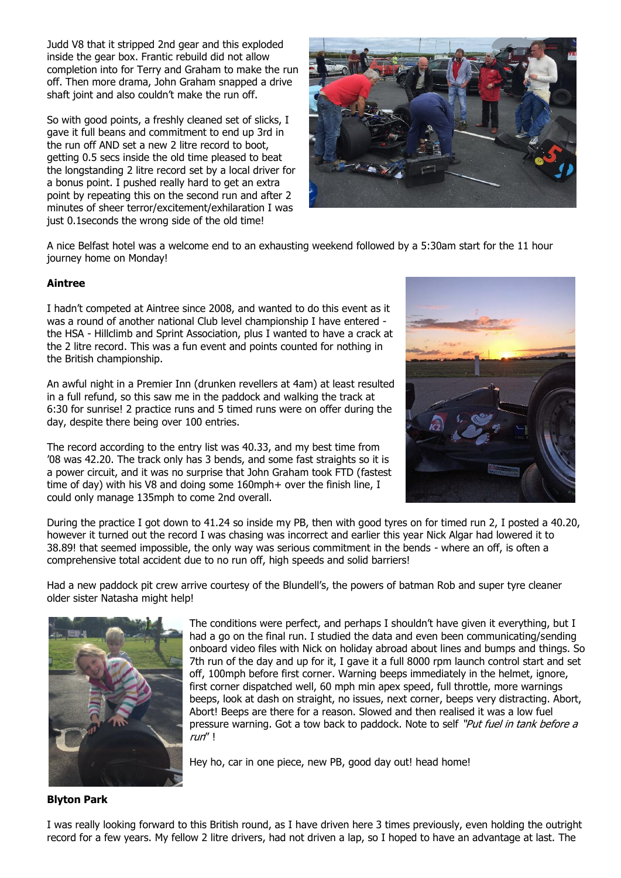Judd V8 that it stripped 2nd gear and this exploded inside the gear box. Frantic rebuild did not allow completion into for Terry and Graham to make the run off. Then more drama, John Graham snapped a drive shaft joint and also couldn't make the run off.

So with good points, a freshly cleaned set of slicks, I gave it full beans and commitment to end up 3rd in the run off AND set a new 2 litre record to boot, getting 0.5 secs inside the old time pleased to beat the longstanding 2 litre record set by a local driver for a bonus point. I pushed really hard to get an extra point by repeating this on the second run and after 2 minutes of sheer terror/excitement/exhilaration I was just 0.1seconds the wrong side of the old time!

A nice Belfast hotel was a welcome end to an exhausting weekend followed by a 5:30am start for the 11 hour journey home on Monday!

**Aintree**

I hadn't competed at Aintree since 2008, and wanted to do this event as it was a round of another national Club level championship I have entered - the HSA - Hillclimb and Sprint Association, plus I wanted to have a crack at the 2 litre record. This was a fun event and points counted for nothing in the British championship.

An awful night in a Premier Inn (drunken revellers at 4am) at least resulted in a full refund, so this saw me in the paddock and walking the track at 6:30 for sunrise! 2 practice runs and 5 timed runs were on offer during the day, despite there being over 100 entries.

The record according to the entry list was 40.33, and my best time from '08 was 42.20. The track only has 3 bends, and some fast straights so it is a power circuit, and it was no surprise that John Graham took FTD (fastest time of day) with his V8 and doing some 160mph+ over the finish line, I could only manage 135mph to come 2nd overall.

During the practice I got down to 41.24 so inside my PB, then with good tyres on for timed run 2, I posted a 40.20, however it turned out the record I was chasing was incorrect and earlier this year Nick Algar had lowered it to 38.89! that seemed impossible, the only way was serious commitment in the bends - where an off, is often a comprehensive total accident due to no run off, high speeds and solid barriers!

Had a new paddock pit crew arrive courtesy of the Blundell's, the powers of batman Rob and super tyre cleaner older sister Natasha might help!

The conditions were perfect, and perhaps I shouldn't have given it everything, but I had a go on the final run. I studied the data and even been communicating/sending onboard video files with Nick on holiday abroad about lines and bumps and things. So 7th run of the day and up for it, I gave it a full 8000 rpm launch control start and set off, 100mph before first corner. Warning beeps immediately in the helmet, ignore, first corner dispatched well, 60 mph min apex speed, full throttle, more warnings beeps, look at dash on straight, no issues, next corner, beeps very distracting. Abort, Abort! Beeps are there for a reason. Slowed and then realised it was a low fuel pressure warning. Got a tow back to paddock. Note to self *"Put fuel in tank before a run"* !

Hey ho, car in one piece, new PB, good day out! head home!

**Blyton Park**

I was really looking forward to this British round, as I have driven here 3 times previously, even holding the outright record for a few years. My fellow 2 litre drivers, had not driven a lap, so I hoped to have an advantage at last. The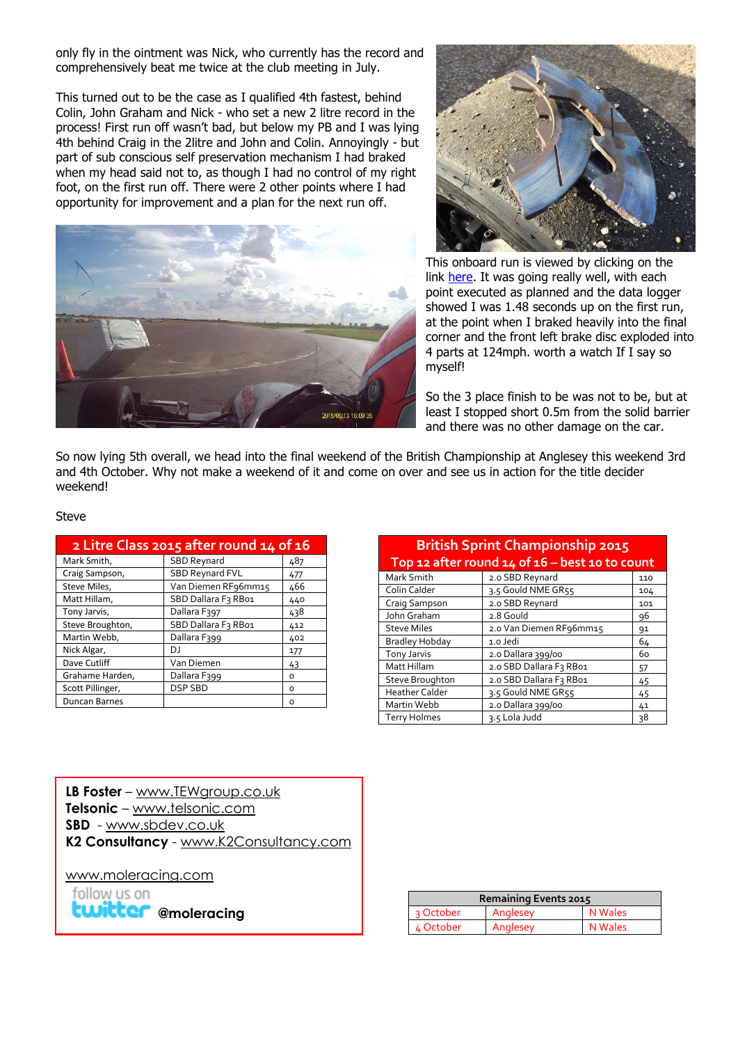only fly in the ointment was Nick, who currently has the record and comprehensively beat me twice at the club meeting in July.

This turned out to be the case as I qualified 4th fastest, behind Colin, John Graham and Nick - who set a new 2 litre record in the process! First run off wasn't bad, but below my PB and I was lying 4th behind Craig in the 2litre and John and Colin. Annoyingly - but part of sub conscious self preservation mechanism I had braked when my head said not to, as though I had no control of my right foot, on the first run off. There were 2 other points where I had opportunity for improvement and a plan for the next run off.

This onboard run is viewed by clicking on the link here. It was going really well, with each point executed as planned and the data logger showed I was 1.48 seconds up on the first run, at the point when I braked heavily into the final corner and the front left brake disc exploded into 4 parts at 124mph. worth a watch If I say so myself!

So the 3 place finish to be was not to be, but at least I stopped short 0.5m from the solid barrier and there was no other damage on the car.

So now lying 5th overall, we head into the final weekend of the British Championship at Anglesey this weekend 3rd and 4th October. Why not make a weekend of it and come on over and see us in action for the title decider weekend!

Steve

| 2 Litre Class 2015 after round 14 of 16 | | |
|---|---|---|
| Mark Smith, | SBD Reynard | 487 |
| Craig Sampson, | SBD Reynard FVL | 477 |
| Steve Miles, | Van Diemen RF96mm15 | 466 |
| Matt Hillam, | SBD Dallara F3 RB01 | 440 |
| Tony Jarvis, | Dallara F397 | 438 |
| Steve Broughton, | SBD Dallara F3 RB01 | 412 |
| Martin Webb, | Dallara F399 | 402 |
| Nick Algar, | DJ | 177 |
| Dave Cutliff | Van Diemen | 43 |
| Grahame Harden, | Dallara F399 | 0 |
| Scott Pillinger, | DSP SBD | 0 |
| Duncan Barnes | | 0 |

| British Sprint Championship 2015 Top 12 after round 14 of 16 – best 10 to count | | |
|---|---|---|
| Mark Smith | 2.0 SBD Reynard | 110 |
| Colin Calder | 3.5 Gould NME GR55 | 104 |
| Craig Sampson | 2.0 SBD Reynard | 101 |
| John Graham | 2.8 Gould | 96 |
| Steve Miles | 2.0 Van Diemen RF96mm15 | 91 |
| Bradley Hobday | 1.0 Jedi | 64 |
| Tony Jarvis | 2.0 Dallara 399/00 | 60 |
| Matt Hillam | 2.0 SBD Dallara F3 RB01 | 57 |
| Steve Broughton | 2.0 SBD Dallara F3 RB01 | 45 |
| Heather Calder | 3.5 Gould NME GR55 | 45 |
| Martin Webb | 2.0 Dallara 399/00 | 41 |
| Terry Holmes | 3.5 Lola Judd | 38 |

**LB Foster** – www.TEWgroup.co.uk
**Telsonic** – www.telsonic.com
**SBD** - www.sbdev.co.uk
**K2 Consultancy** - www.K2Consultancy.com

www.moleracing.com

follow us on twitter **@moleracing**

| Remaining Events 2015 | | |
|---|---|---|
| 3 October | Anglesey | N Wales |
| 4 October | Anglesey | N Wales |